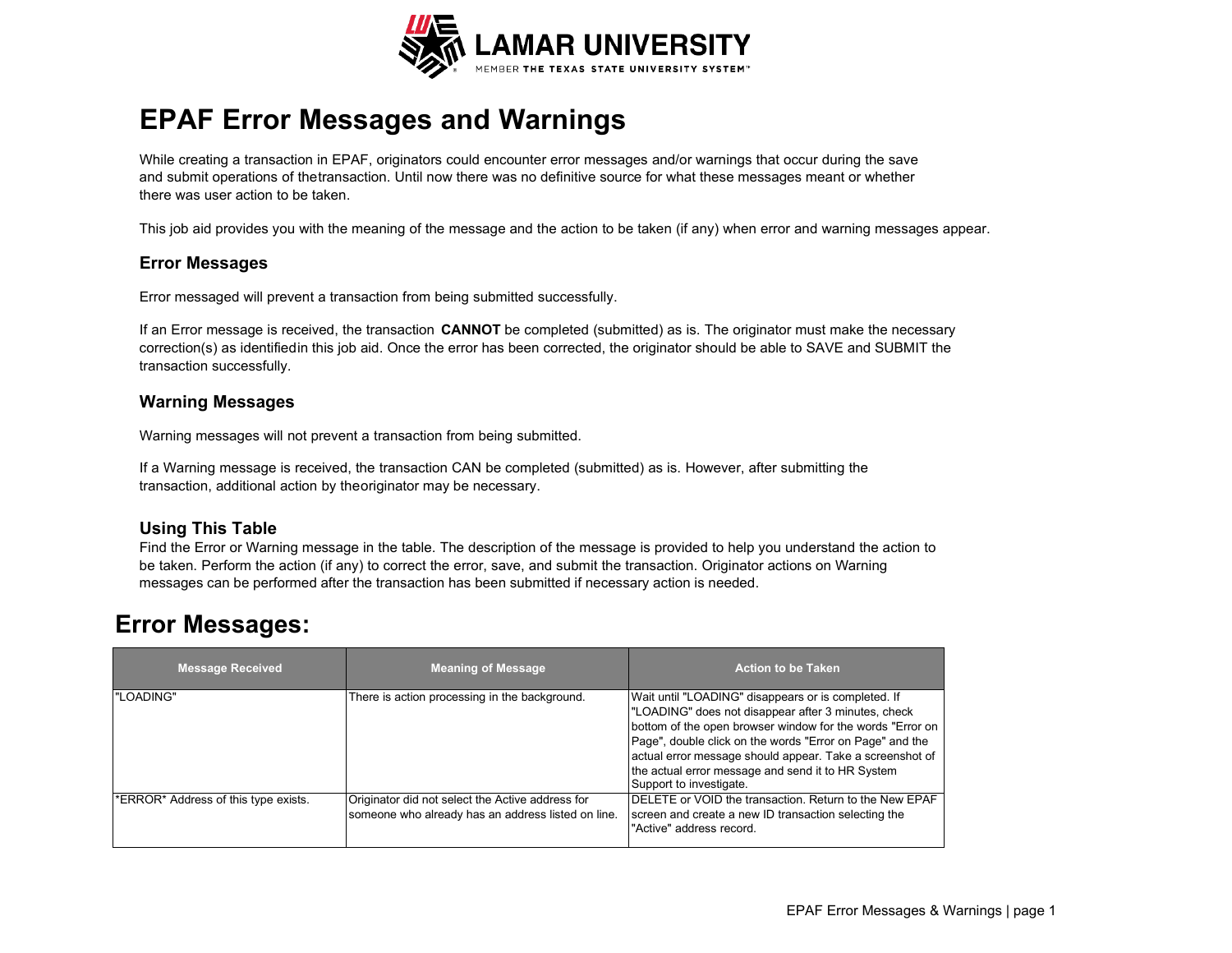# EPAF Error Messages and Warnings

While creating a transaction in EPAF, originators could encounter error messages and/or warnings that occur during the save and submit operations of thetransaction. Until now there was no definitive source for what these messages meant or whether there was user action to be taken.

This job aid provides you with the meaning of the message and the action to be taken (if any) when error and warning messages appear.

### Error Messages

Error messaged will prevent a transaction from being submitted successfully.

If an Error message is received, the transaction **CANNOT** be completed (submitted) as is. The originator must make the necessary correction(s) as identifiedin this job aid. Once the error has been corrected, the originator should be able to SAVE and SUBMIT the transaction successfully.

### Warning Messages

Warning messages will not prevent a transaction from being submitted.

If a Warning message is received, the transaction CAN be completed (submitted) as is. However, after submitting the transaction, additional action by theoriginator may be necessary.

### Using This Table

Find the Error or Warning message in the table. The description of the message is provided to help you understand the action to be taken. Perform the action (if any) to correct the error, save, and submit the transaction. Originator actions on Warning messages can be performed after the transaction has been submitted if necessary action is needed.

## Error Messages:

| Message Received | Meaning of Message | Action to be Taken |
|---|---|---|
| "LOADING" | There is action processing in the background. | Wait until "LOADING" disappears or is completed. If "LOADING" does not disappear after 3 minutes, check bottom of the open browser window for the words "Error on Page", double click on the words "Error on Page" and the actual error message should appear. Take a screenshot of the actual error message and send it to HR System Support to investigate. |
| *ERROR* Address of this type exists. | Originator did not select the Active address for someone who already has an address listed on line. | DELETE or VOID the transaction. Return to the New EPAF screen and create a new ID transaction selecting the "Active" address record. |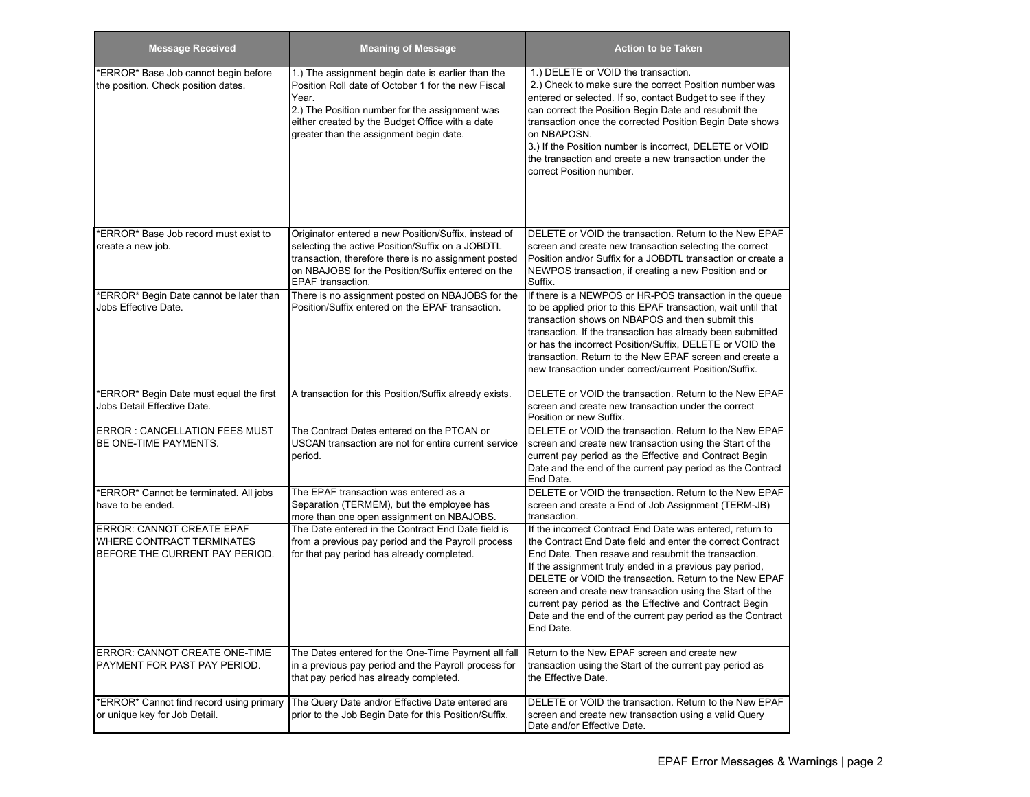| Message Received | Meaning of Message | Action to be Taken |
|---|---|---|
| *ERROR* Base Job cannot begin before the position. Check position dates. | 1.) The assignment begin date is earlier than the Position Roll date of October 1 for the new Fiscal Year.<br>2.) The Position number for the assignment was either created by the Budget Office with a date greater than the assignment begin date. | 1.) DELETE or VOID the transaction.<br>2.) Check to make sure the correct Position number was entered or selected. If so, contact Budget to see if they can correct the Position Begin Date and resubmit the transaction once the corrected Position Begin Date shows on NBAPOSN.<br>3.) If the Position number is incorrect, DELETE or VOID the transaction and create a new transaction under the correct Position number. |
| *ERROR* Base Job record must exist to create a new job. | Originator entered a new Position/Suffix, instead of selecting the active Position/Suffix on a JOBDTL transaction, therefore there is no assignment posted on NBAJOBS for the Position/Suffix entered on the EPAF transaction. | DELETE or VOID the transaction. Return to the New EPAF screen and create new transaction selecting the correct Position and/or Suffix for a JOBDTL transaction or create a NEWPOS transaction, if creating a new Position and or Suffix. |
| *ERROR* Begin Date cannot be later than Jobs Effective Date. | There is no assignment posted on NBAJOBS for the Position/Suffix entered on the EPAF transaction. | If there is a NEWPOS or HR-POS transaction in the queue to be applied prior to this EPAF transaction, wait until that transaction shows on NBAPOS and then submit this transaction. If the transaction has already been submitted or has the incorrect Position/Suffix, DELETE or VOID the transaction. Return to the New EPAF screen and create a new transaction under correct/current Position/Suffix. |
| *ERROR* Begin Date must equal the first Jobs Detail Effective Date. | A transaction for this Position/Suffix already exists. | DELETE or VOID the transaction. Return to the New EPAF screen and create new transaction under the correct Position or new Suffix. |
| ERROR : CANCELLATION FEES MUST BE ONE-TIME PAYMENTS. | The Contract Dates entered on the PTCAN or USCAN transaction are not for entire current service period. | DELETE or VOID the transaction. Return to the New EPAF screen and create new transaction using the Start of the current pay period as the Effective and Contract Begin Date and the end of the current pay period as the Contract End Date. |
| *ERROR* Cannot be terminated. All jobs have to be ended. | The EPAF transaction was entered as a Separation (TERMEM), but the employee has more than one open assignment on NBAJOBS. | DELETE or VOID the transaction. Return to the New EPAF screen and create a End of Job Assignment (TERM-JB) transaction. |
| ERROR: CANNOT CREATE EPAF WHERE CONTRACT TERMINATES BEFORE THE CURRENT PAY PERIOD. | The Date entered in the Contract End Date field is from a previous pay period and the Payroll process for that pay period has already completed. | If the incorrect Contract End Date was entered, return to the Contract End Date field and enter the correct Contract End Date. Then resave and resubmit the transaction.<br>If the assignment truly ended in a previous pay period, DELETE or VOID the transaction. Return to the New EPAF screen and create new transaction using the Start of the current pay period as the Effective and Contract Begin Date and the end of the current pay period as the Contract End Date. |
| ERROR: CANNOT CREATE ONE-TIME PAYMENT FOR PAST PAY PERIOD. | The Dates entered for the One-Time Payment all fall in a previous pay period and the Payroll process for that pay period has already completed. | Return to the New EPAF screen and create new transaction using the Start of the current pay period as the Effective Date. |
| *ERROR* Cannot find record using primary or unique key for Job Detail. | The Query Date and/or Effective Date entered are prior to the Job Begin Date for this Position/Suffix. | DELETE or VOID the transaction. Return to the New EPAF screen and create new transaction using a valid Query Date and/or Effective Date. |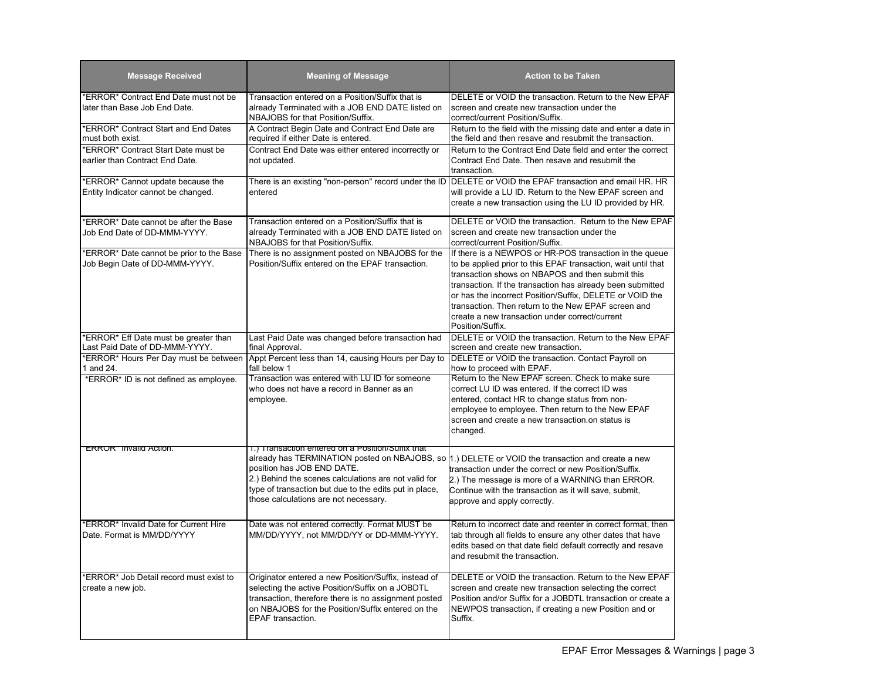| Message Received | Meaning of Message | Action to be Taken |
|---|---|---|
| *ERROR* Contract End Date must not be later than Base Job End Date. | Transaction entered on a Position/Suffix that is already Terminated with a JOB END DATE listed on NBAJOBS for that Position/Suffix. | DELETE or VOID the transaction. Return to the New EPAF screen and create new transaction under the correct/current Position/Suffix. |
| *ERROR* Contract Start and End Dates must both exist. | A Contract Begin Date and Contract End Date are required if either Date is entered. | Return to the field with the missing date and enter a date in the field and then resave and resubmit the transaction. |
| *ERROR* Contract Start Date must be earlier than Contract End Date. | Contract End Date was either entered incorrectly or not updated. | Return to the Contract End Date field and enter the correct Contract End Date. Then resave and resubmit the transaction. |
| *ERROR* Cannot update because the Entity Indicator cannot be changed. | There is an existing "non-person" record under the ID entered | DELETE or VOID the EPAF transaction and email HR. HR will provide a LU ID. Return to the New EPAF screen and create a new transaction using the LU ID provided by HR. |
| *ERROR* Date cannot be after the Base Job End Date of DD-MMM-YYYY. | Transaction entered on a Position/Suffix that is already Terminated with a JOB END DATE listed on NBAJOBS for that Position/Suffix. | DELETE or VOID the transaction. Return to the New EPAF screen and create new transaction under the correct/current Position/Suffix. |
| *ERROR* Date cannot be prior to the Base Job Begin Date of DD-MMM-YYYY. | There is no assignment posted on NBAJOBS for the Position/Suffix entered on the EPAF transaction. | If there is a NEWPOS or HR-POS transaction in the queue to be applied prior to this EPAF transaction, wait until that transaction shows on NBAPOS and then submit this transaction. If the transaction has already been submitted or has the incorrect Position/Suffix, DELETE or VOID the transaction. Then return to the New EPAF screen and create a new transaction under correct/current Position/Suffix. |
| *ERROR* Eff Date must be greater than Last Paid Date of DD-MMM-YYYY. | Last Paid Date was changed before transaction had final Approval. | DELETE or VOID the transaction. Return to the New EPAF screen and create new transaction. |
| *ERROR* Hours Per Day must be between 1 and 24. | Appt Percent less than 14, causing Hours per Day to fall below 1 | DELETE or VOID the transaction. Contact Payroll on how to proceed with EPAF. |
| *ERROR* ID is not defined as employee. | Transaction was entered with LU ID for someone who does not have a record in Banner as an employee. | Return to the New EPAF screen. Check to make sure correct LU ID was entered. If the correct ID was entered, contact HR to change status from non-employee to employee. Then return to the New EPAF screen and create a new transaction.on status is changed. |
| *ERROR* Invalid Action. | 1.) Transaction entered on a Position/Suffix that already has TERMINATION posted on NBAJOBS, so position has JOB END DATE.<br>2.) Behind the scenes calculations are not valid for type of transaction but due to the edits put in place, those calculations are not necessary. | 1.) DELETE or VOID the transaction and create a new transaction under the correct or new Position/Suffix.<br>2.) The message is more of a WARNING than ERROR. Continue with the transaction as it will save, submit, approve and apply correctly. |
| *ERROR* Invalid Date for Current Hire Date. Format is MM/DD/YYYY | Date was not entered correctly. Format MUST be MM/DD/YYYY, not MM/DD/YY or DD-MMM-YYYY. | Return to incorrect date and reenter in correct format, then tab through all fields to ensure any other dates that have edits based on that date field default correctly and resave and resubmit the transaction. |
| *ERROR* Job Detail record must exist to create a new job. | Originator entered a new Position/Suffix, instead of selecting the active Position/Suffix on a JOBDTL transaction, therefore there is no assignment posted on NBAJOBS for the Position/Suffix entered on the EPAF transaction. | DELETE or VOID the transaction. Return to the New EPAF screen and create new transaction selecting the correct Position and/or Suffix for a JOBDTL transaction or create a NEWPOS transaction, if creating a new Position and or Suffix. |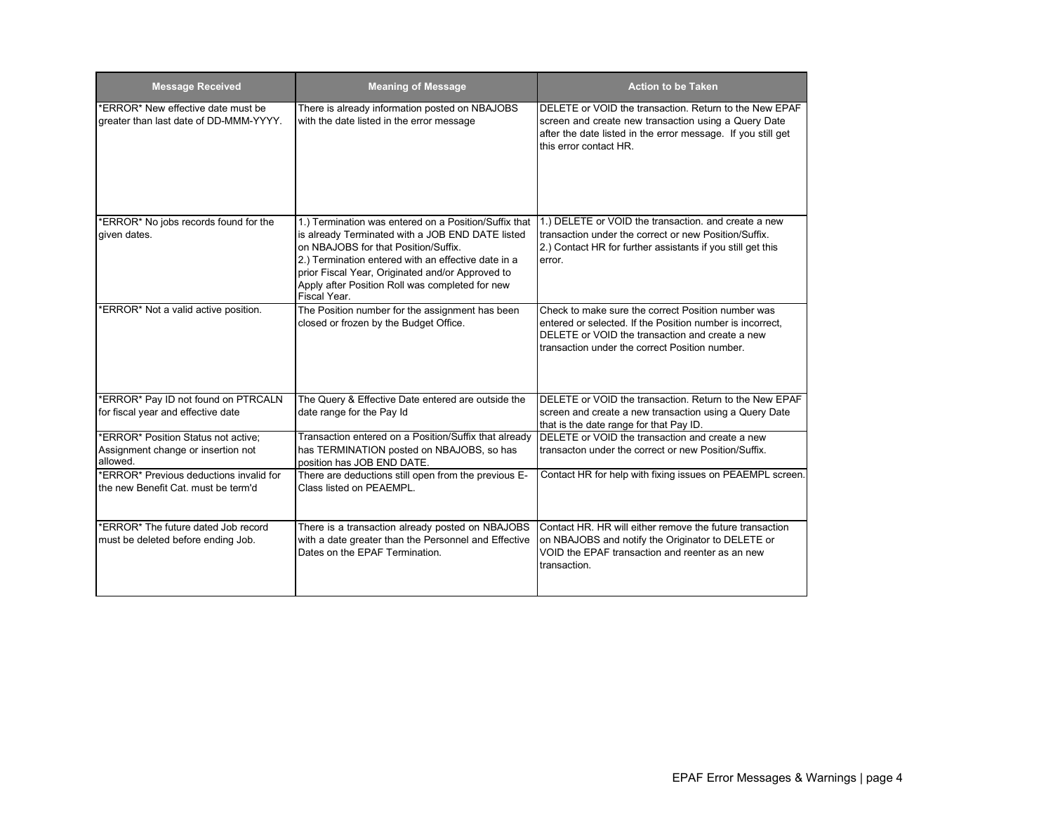| Message Received | Meaning of Message | Action to be Taken |
| --- | --- | --- |
| *ERROR* New effective date must be greater than last date of DD-MMM-YYYY. | There is already information posted on NBAJOBS with the date listed in the error message | DELETE or VOID the transaction. Return to the New EPAF screen and create new transaction using a Query Date after the date listed in the error message. If you still get this error contact HR. |
| *ERROR* No jobs records found for the given dates. | 1.) Termination was entered on a Position/Suffix that is already Terminated with a JOB END DATE listed on NBAJOBS for that Position/Suffix.<br>2.) Termination entered with an effective date in a prior Fiscal Year, Originated and/or Approved to Apply after Position Roll was completed for new Fiscal Year. | 1.) DELETE or VOID the transaction. and create a new transaction under the correct or new Position/Suffix.<br>2.) Contact HR for further assistants if you still get this error. |
| *ERROR* Not a valid active position. | The Position number for the assignment has been closed or frozen by the Budget Office. | Check to make sure the correct Position number was entered or selected. If the Position number is incorrect, DELETE or VOID the transaction and create a new transaction under the correct Position number. |
| *ERROR* Pay ID not found on PTRCALN for fiscal year and effective date | The Query & Effective Date entered are outside the date range for the Pay Id | DELETE or VOID the transaction. Return to the New EPAF screen and create a new transaction using a Query Date that is the date range for that Pay ID. |
| *ERROR* Position Status not active; Assignment change or insertion not allowed. | Transaction entered on a Position/Suffix that already has TERMINATION posted on NBAJOBS, so has position has JOB END DATE. | DELETE or VOID the transaction and create a new transacton under the correct or new Position/Suffix. |
| *ERROR* Previous deductions invalid for the new Benefit Cat. must be term'd | There are deductions still open from the previous E-Class listed on PEAEMPL. | Contact HR for help with fixing issues on PEAEMPL screen. |
| *ERROR* The future dated Job record must be deleted before ending Job. | There is a transaction already posted on NBAJOBS with a date greater than the Personnel and Effective Dates on the EPAF Termination. | Contact HR. HR will either remove the future transaction on NBAJOBS and notify the Originator to DELETE or VOID the EPAF transaction and reenter as an new transaction. |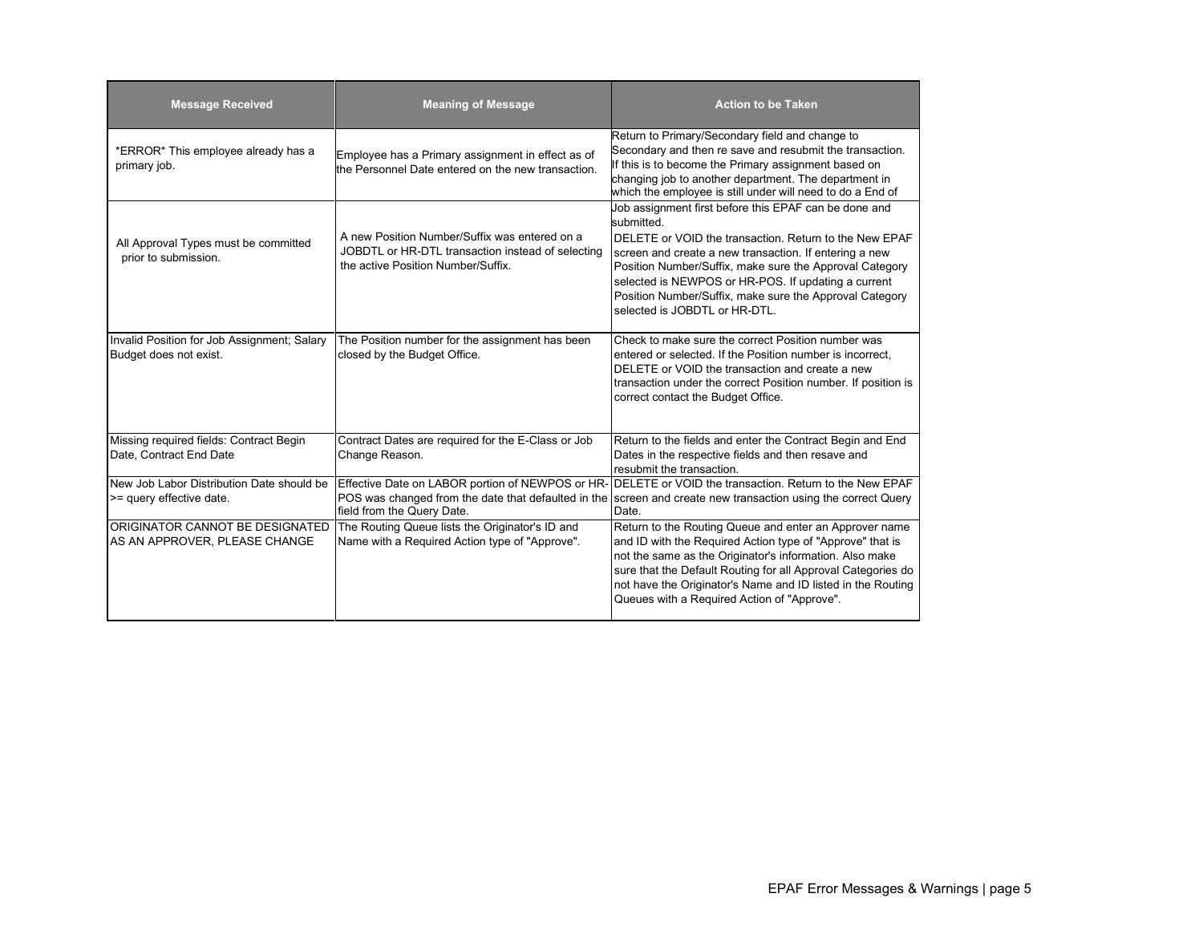| Message Received | Meaning of Message | Action to be Taken |
|---|---|---|
| *ERROR* This employee already has a primary job. | Employee has a Primary assignment in effect as of the Personnel Date entered on the new transaction. | Return to Primary/Secondary field and change to Secondary and then re save and resubmit the transaction. If this is to become the Primary assignment based on changing job to another department. The department in which the employee is still under will need to do a End of Job assignment first before this EPAF can be done and submitted. |
| All Approval Types must be committed prior to submission. | A new Position Number/Suffix was entered on a JOBDTL or HR-DTL transaction instead of selecting the active Position Number/Suffix. | DELETE or VOID the transaction. Return to the New EPAF screen and create a new transaction. If entering a new Position Number/Suffix, make sure the Approval Category selected is NEWPOS or HR-POS. If updating a current Position Number/Suffix, make sure the Approval Category selected is JOBDTL or HR-DTL. |
| Invalid Position for Job Assignment; Salary Budget does not exist. | The Position number for the assignment has been closed by the Budget Office. | Check to make sure the correct Position number was entered or selected. If the Position number is incorrect, DELETE or VOID the transaction and create a new transaction under the correct Position number. If position is correct contact the Budget Office. |
| Missing required fields: Contract Begin Date, Contract End Date | Contract Dates are required for the E-Class or Job Change Reason. | Return to the fields and enter the Contract Begin and End Dates in the respective fields and then resave and resubmit the transaction. |
| New Job Labor Distribution Date should be >= query effective date. | Effective Date on LABOR portion of NEWPOS or HR-POS was changed from the date that defaulted in the field from the Query Date. | DELETE or VOID the transaction. Return to the New EPAF screen and create new transaction using the correct Query Date. |
| ORIGINATOR CANNOT BE DESIGNATED AS AN APPROVER, PLEASE CHANGE | The Routing Queue lists the Originator's ID and Name with a Required Action type of "Approve". | Return to the Routing Queue and enter an Approver name and ID with the Required Action type of "Approve" that is not the same as the Originator's information. Also make sure that the Default Routing for all Approval Categories do not have the Originator's Name and ID listed in the Routing Queues with a Required Action of "Approve". |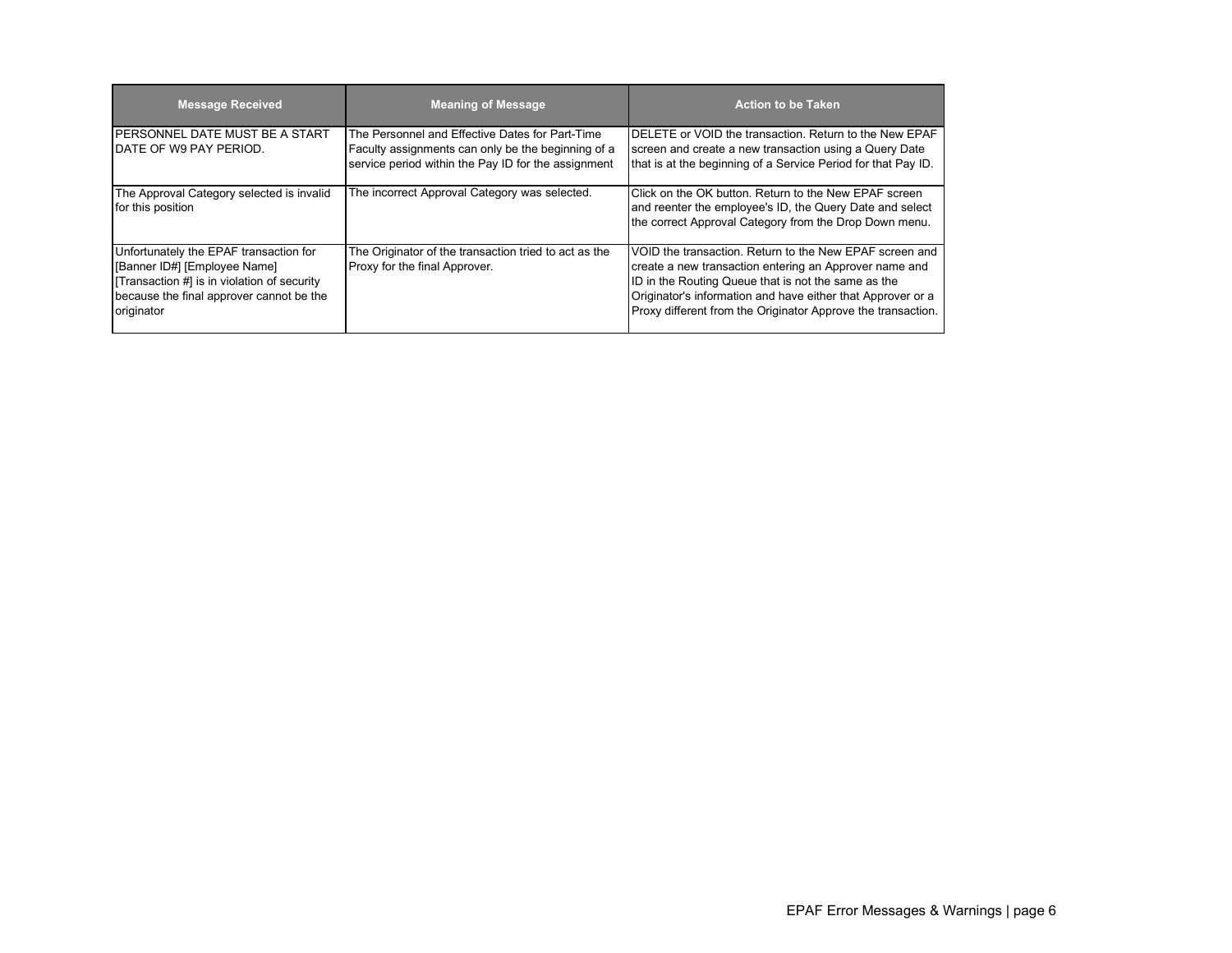| Message Received | Meaning of Message | Action to be Taken |
| --- | --- | --- |
| PERSONNEL DATE MUST BE A START DATE OF W9 PAY PERIOD. | The Personnel and Effective Dates for Part-Time Faculty assignments can only be the beginning of a service period within the Pay ID for the assignment | DELETE or VOID the transaction. Return to the New EPAF screen and create a new transaction using a Query Date that is at the beginning of a Service Period for that Pay ID. |
| The Approval Category selected is invalid for this position | The incorrect Approval Category was selected. | Click on the OK button. Return to the New EPAF screen and reenter the employee's ID, the Query Date and select the correct Approval Category from the Drop Down menu. |
| Unfortunately the EPAF transaction for [Banner ID#] [Employee Name] [Transaction #] is in violation of security because the final approver cannot be the originator | The Originator of the transaction tried to act as the Proxy for the final Approver. | VOID the transaction. Return to the New EPAF screen and create a new transaction entering an Approver name and ID in the Routing Queue that is not the same as the Originator's information and have either that Approver or a Proxy different from the Originator Approve the transaction. |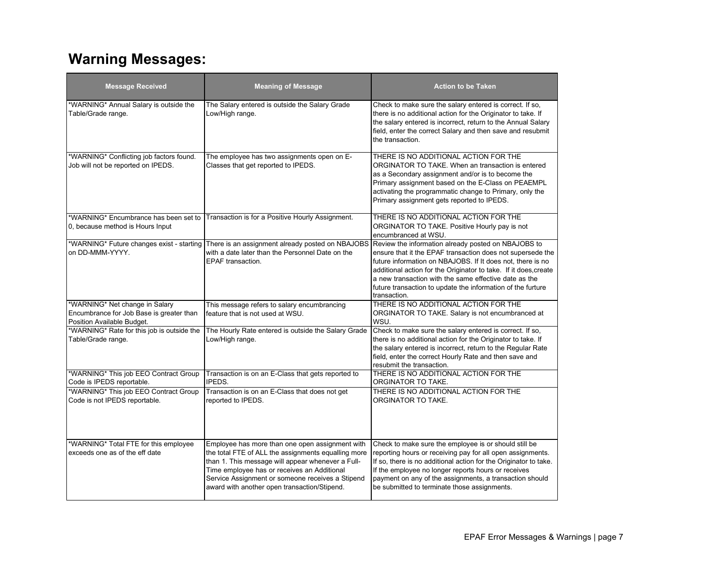# Warning Messages:

| Message Received | Meaning of Message | Action to be Taken |
|---|---|---|
| *WARNING* Annual Salary is outside the Table/Grade range. | The Salary entered is outside the Salary Grade Low/High range. | Check to make sure the salary entered is correct. If so, there is no additional action for the Originator to take. If the salary entered is incorrect, return to the Annual Salary field, enter the correct Salary and then save and resubmit the transaction. |
| *WARNING* Conflicting job factors found. Job will not be reported on IPEDS. | The employee has two assignments open on E-Classes that get reported to IPEDS. | THERE IS NO ADDITIONAL ACTION FOR THE ORGINATOR TO TAKE. When an transaction is entered as a Secondary assignment and/or is to become the Primary assignment based on the E-Class on PEAEMPL activating the programmatic change to Primary, only the Primary assignment gets reported to IPEDS. |
| *WARNING* Encumbrance has been set to 0, because method is Hours Input | Transaction is for a Positive Hourly Assignment. | THERE IS NO ADDITIONAL ACTION FOR THE ORGINATOR TO TAKE. Positive Hourly pay is not encumbranced at WSU. |
| *WARNING* Future changes exist - starting on DD-MMM-YYYY. | There is an assignment already posted on NBAJOBS with a date later than the Personnel Date on the EPAF transaction. | Review the information already posted on NBAJOBS to ensure that it the EPAF transaction does not supersede the future information on NBAJOBS. If It does not, there is no additional action for the Originator to take. If it does,create a new transaction with the same effective date as the future transaction to update the information of the furture transaction. |
| *WARNING* Net change in Salary Encumbrance for Job Base is greater than Position Available Budget. | This message refers to salary encumbrancing feature that is not used at WSU. | THERE IS NO ADDITIONAL ACTION FOR THE ORGINATOR TO TAKE. Salary is not encumbranced at WSU. |
| *WARNING* Rate for this job is outside the Table/Grade range. | The Hourly Rate entered is outside the Salary Grade Low/High range. | Check to make sure the salary entered is correct. If so, there is no additional action for the Originator to take. If the salary entered is incorrect, return to the Regular Rate field, enter the correct Hourly Rate and then save and resubmit the transaction. |
| *WARNING* This job EEO Contract Group Code is IPEDS reportable. | Transaction is on an E-Class that gets reported to IPEDS. | THERE IS NO ADDITIONAL ACTION FOR THE ORGINATOR TO TAKE. |
| *WARNING* This job EEO Contract Group Code is not IPEDS reportable. | Transaction is on an E-Class that does not get reported to IPEDS. | THERE IS NO ADDITIONAL ACTION FOR THE ORGINATOR TO TAKE. |
| *WARNING* Total FTE for this employee exceeds one as of the eff date | Employee has more than one open assignment with the total FTE of ALL the assignments equalling more than 1. This message will appear whenever a Full-Time employee has or receives an Additional Service Assignment or someone receives a Stipend award with another open transaction/Stipend. | Check to make sure the employee is or should still be reporting hours or receiving pay for all open assignments. If so, there is no additional action for the Originator to take. If the employee no longer reports hours or receives payment on any of the assignments, a transaction should be submitted to terminate those assignments. |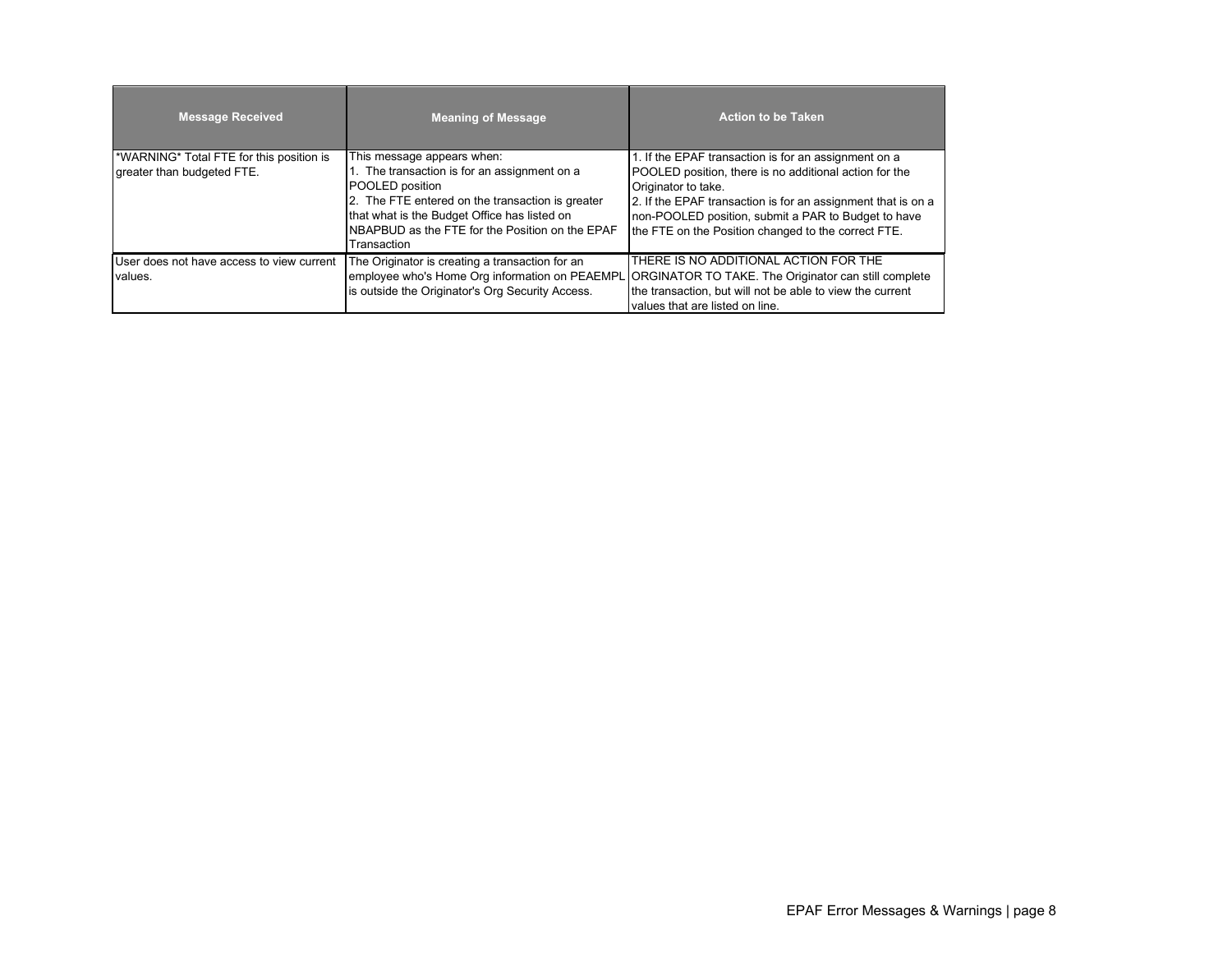| Message Received | Meaning of Message | Action to be Taken |
|---|---|---|
| *WARNING* Total FTE for this position is greater than budgeted FTE. | This message appears when:<br>1. The transaction is for an assignment on a POOLED position<br>2. The FTE entered on the transaction is greater that what is the Budget Office has listed on NBAPBUD as the FTE for the Position on the EPAF Transaction | 1. If the EPAF transaction is for an assignment on a POOLED position, there is no additional action for the Originator to take.<br>2. If the EPAF transaction is for an assignment that is on a non-POOLED position, submit a PAR to Budget to have the FTE on the Position changed to the correct FTE. |
| User does not have access to view current values. | The Originator is creating a transaction for an employee who's Home Org information on PEAEMPL is outside the Originator's Org Security Access. | THERE IS NO ADDITIONAL ACTION FOR THE ORGINATOR TO TAKE. The Originator can still complete the transaction, but will not be able to view the current values that are listed on line. |